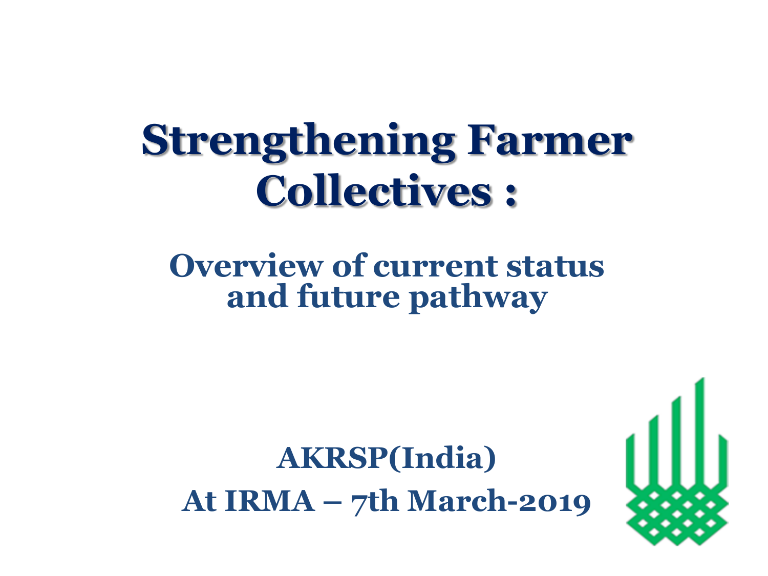# Strengthening Farmer Collectives :

## Overview of current status and future pathway

**AKRSP(India)**

**At IRMA – 7th March-2019**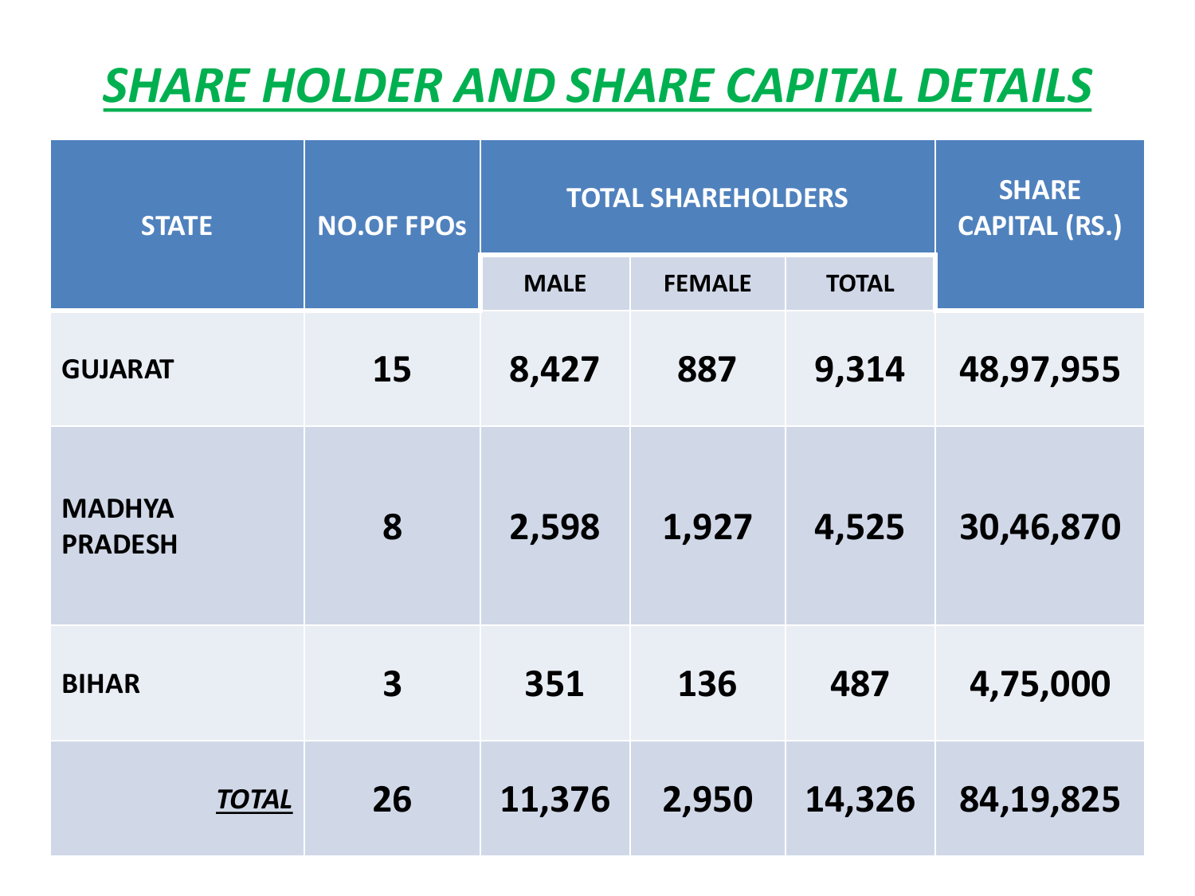# ***SHARE HOLDER AND SHARE CAPITAL DETAILS***

| STATE | NO.OF FPOs | TOTAL SHAREHOLDERS | | | SHARE CAPITAL (RS.) |
|---|---|---|---|---|---|
| | | MALE | FEMALE | TOTAL | |
| **GUJARAT** | **15** | **8,427** | **887** | **9,314** | **48,97,955** |
| **MADHYA PRADESH** | **8** | **2,598** | **1,927** | **4,525** | **30,46,870** |
| **BIHAR** | **3** | **351** | **136** | **487** | **4,75,000** |
| ***TOTAL*** | **26** | **11,376** | **2,950** | **14,326** | **84,19,825** |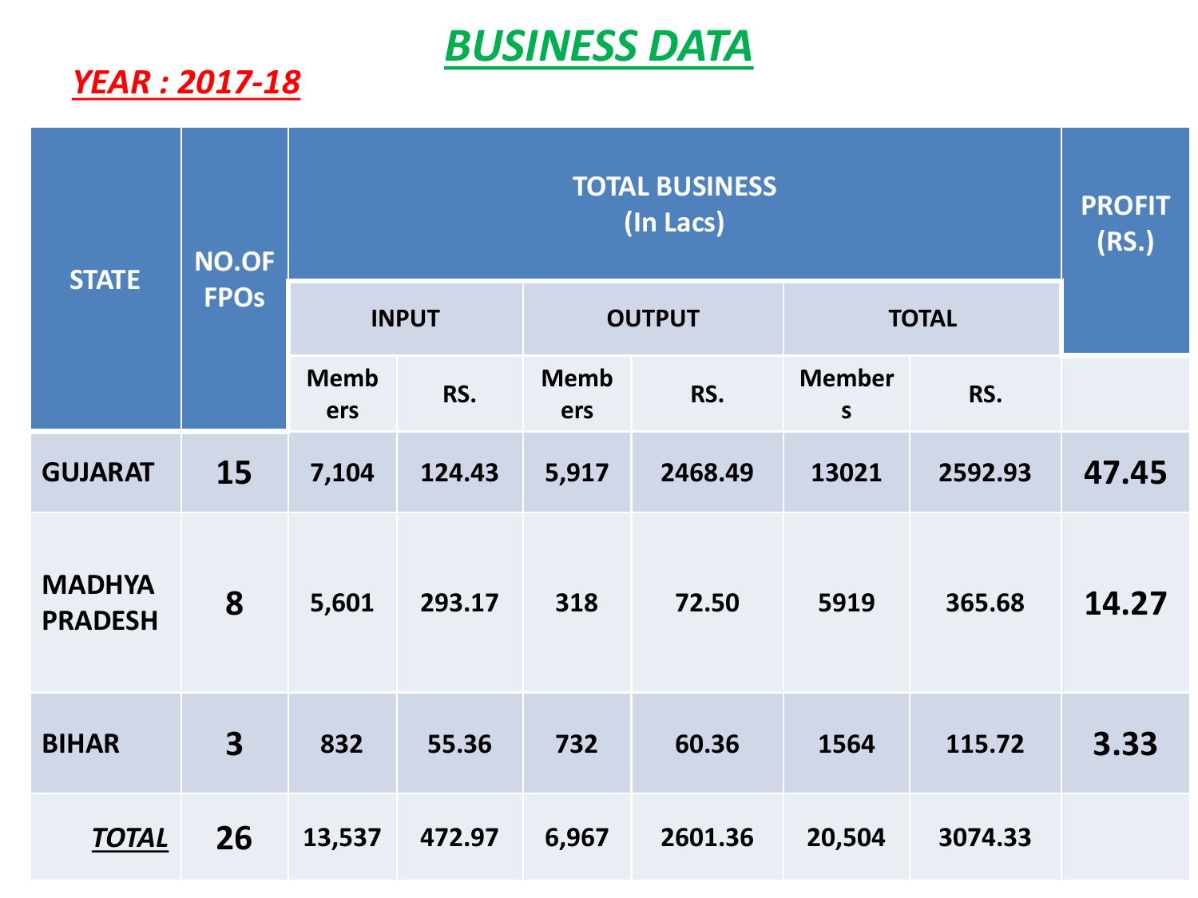# BUSINESS DATA

## YEAR : 2017-18

| STATE | NO.OF FPOs | TOTAL BUSINESS (In Lacs) | | | | | | PROFIT (RS.) |
|---|---|---|---|---|---|---|---|---|
| | | INPUT | | OUTPUT | | TOTAL | | |
| | | Members | RS. | Members | RS. | Members | RS. | |
| GUJARAT | 15 | 7,104 | 124.43 | 5,917 | 2468.49 | 13021 | 2592.93 | 47.45 |
| MADHYA PRADESH | 8 | 5,601 | 293.17 | 318 | 72.50 | 5919 | 365.68 | 14.27 |
| BIHAR | 3 | 832 | 55.36 | 732 | 60.36 | 1564 | 115.72 | 3.33 |
| ***TOTAL*** | 26 | 13,537 | 472.97 | 6,967 | 2601.36 | 20,504 | 3074.33 | |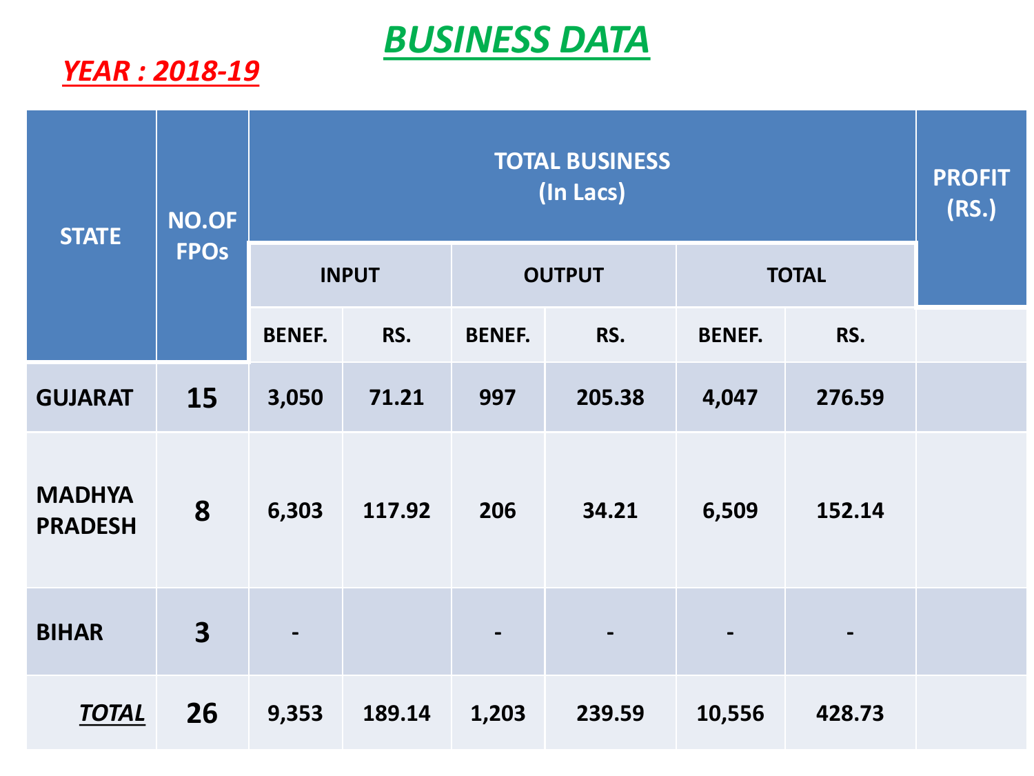# BUSINESS DATA

***YEAR : 2018-19***

| STATE | NO.OF FPOs | TOTAL BUSINESS (In Lacs) | | | | | | PROFIT (RS.) |
|---|---|---|---|---|---|---|---|---|
| | | INPUT | | OUTPUT | | TOTAL | | |
| | | BENEF. | RS. | BENEF. | RS. | BENEF. | RS. | |
| GUJARAT | 15 | 3,050 | 71.21 | 997 | 205.38 | 4,047 | 276.59 | |
| MADHYA PRADESH | 8 | 6,303 | 117.92 | 206 | 34.21 | 6,509 | 152.14 | |
| BIHAR | 3 | - | | - | - | - | - | |
| ***TOTAL*** | 26 | 9,353 | 189.14 | 1,203 | 239.59 | 10,556 | 428.73 | |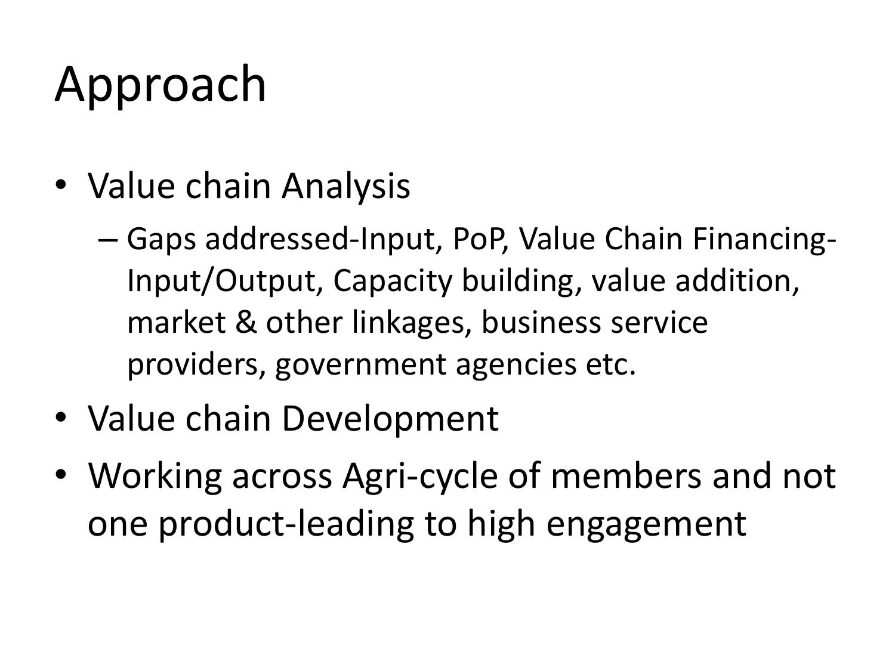# Approach

- Value chain Analysis
  - Gaps addressed-Input, PoP, Value Chain Financing-Input/Output, Capacity building, value addition, market & other linkages, business service providers, government agencies etc.
- Value chain Development
- Working across Agri-cycle of members and not one product-leading to high engagement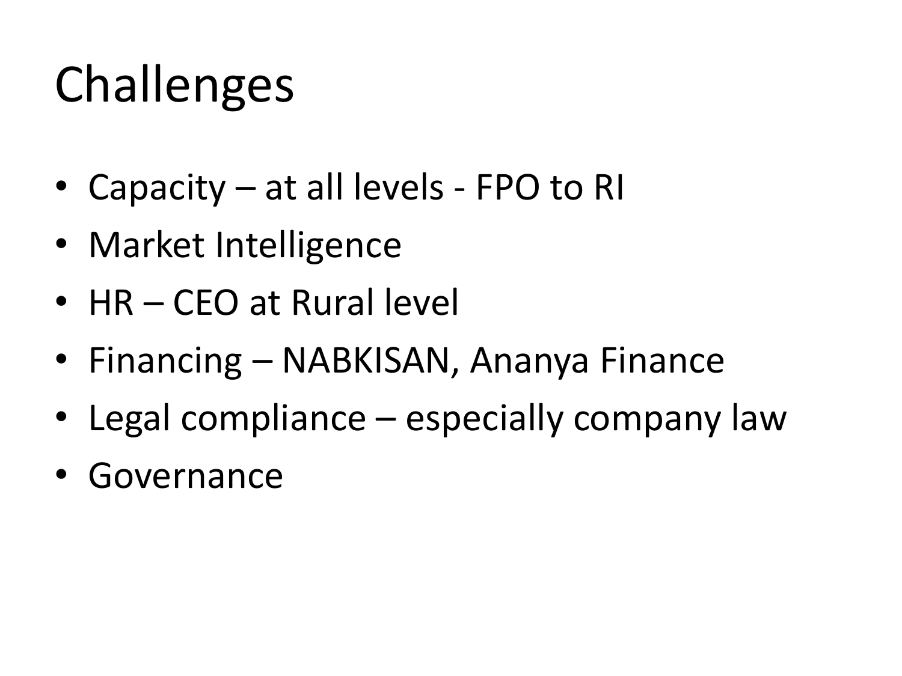# Challenges

- Capacity – at all levels - FPO to RI
- Market Intelligence
- HR – CEO at Rural level
- Financing – NABKISAN, Ananya Finance
- Legal compliance – especially company law
- Governance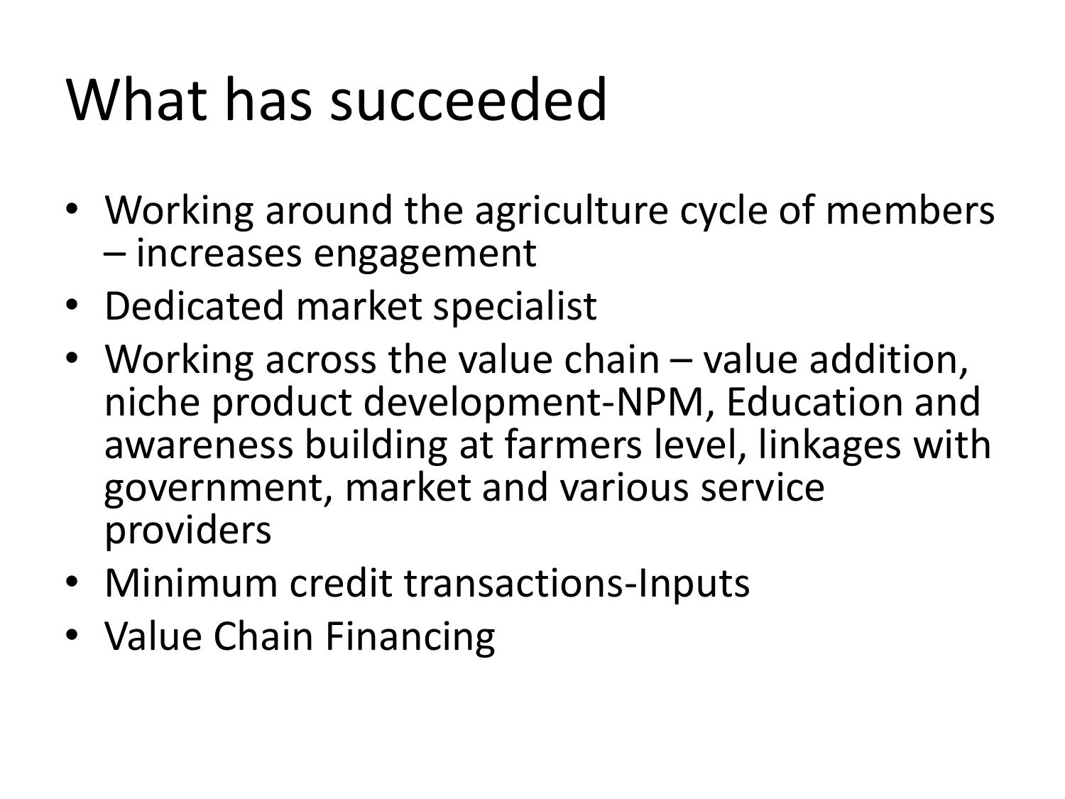# What has succeeded

- Working around the agriculture cycle of members – increases engagement
- Dedicated market specialist
- Working across the value chain – value addition, niche product development-NPM, Education and awareness building at farmers level, linkages with government, market and various service providers
- Minimum credit transactions-Inputs
- Value Chain Financing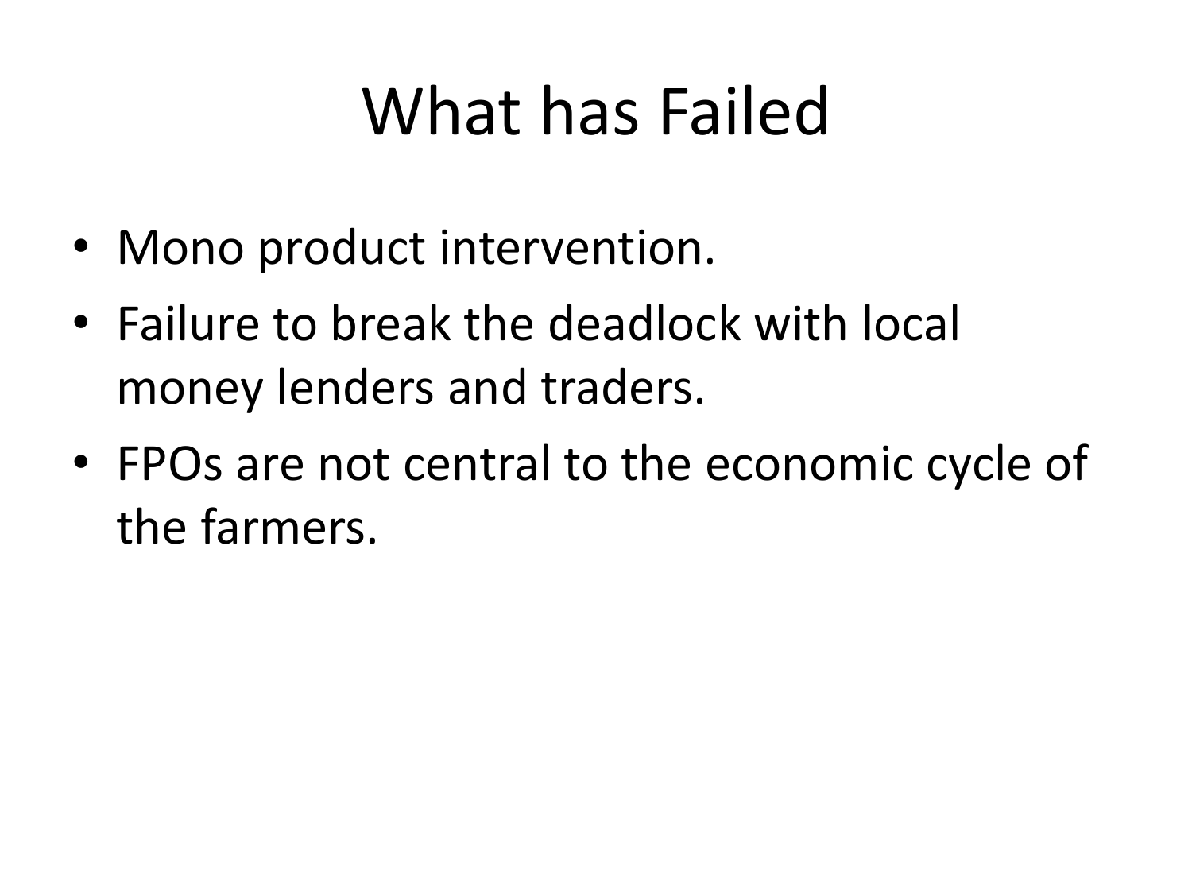# What has Failed

- Mono product intervention.
- Failure to break the deadlock with local money lenders and traders.
- FPOs are not central to the economic cycle of the farmers.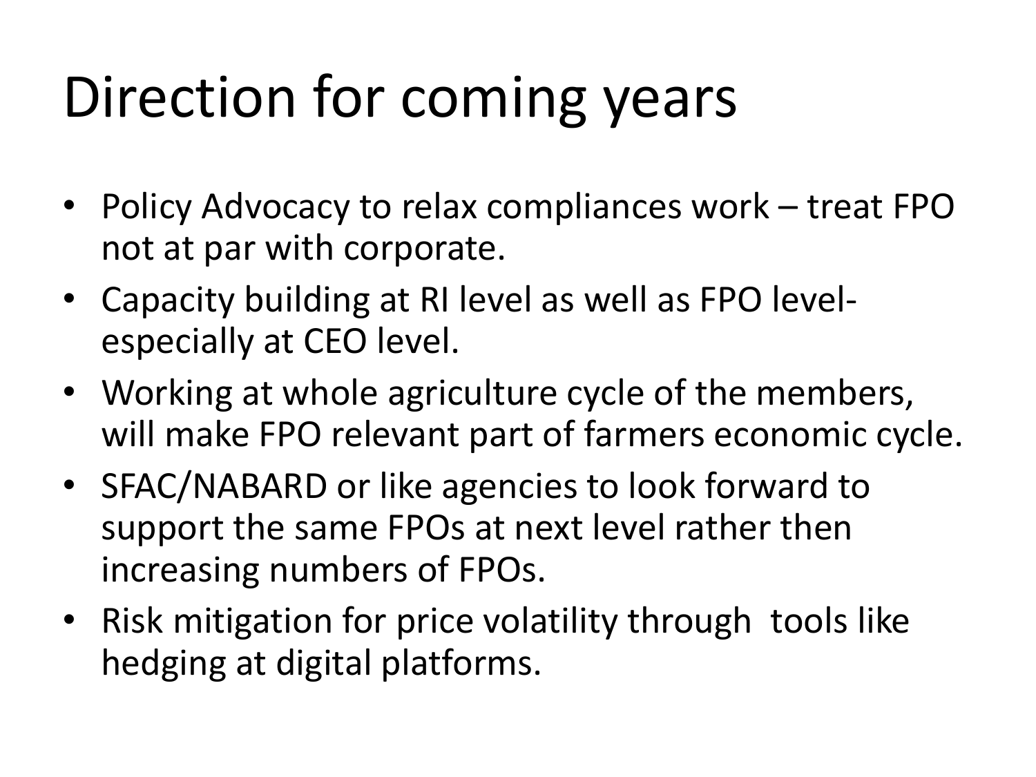# Direction for coming years

- Policy Advocacy to relax compliances work – treat FPO not at par with corporate.
- Capacity building at RI level as well as FPO level- especially at CEO level.
- Working at whole agriculture cycle of the members, will make FPO relevant part of farmers economic cycle.
- SFAC/NABARD or like agencies to look forward to support the same FPOs at next level rather then increasing numbers of FPOs.
- Risk mitigation for price volatility through tools like hedging at digital platforms.